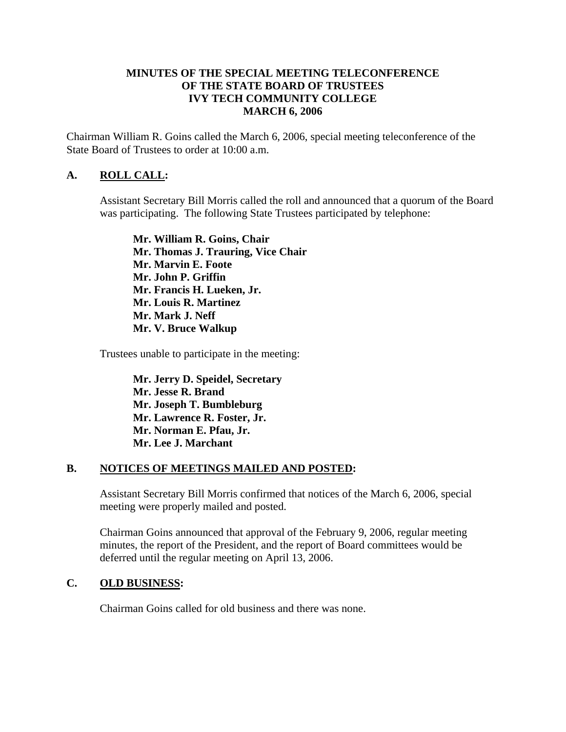**MINUTES OF THE SPECIAL MEETING TELECONFERENCE
OF THE STATE BOARD OF TRUSTEES
IVY TECH COMMUNITY COLLEGE
MARCH 6, 2006**

Chairman William R. Goins called the March 6, 2006, special meeting teleconference of the State Board of Trustees to order at 10:00 a.m.

## A. ROLL CALL:

Assistant Secretary Bill Morris called the roll and announced that a quorum of the Board was participating. The following State Trustees participated by telephone:

**Mr. William R. Goins, Chair**
**Mr. Thomas J. Trauring, Vice Chair**
**Mr. Marvin E. Foote**
**Mr. John P. Griffin**
**Mr. Francis H. Lueken, Jr.**
**Mr. Louis R. Martinez**
**Mr. Mark J. Neff**
**Mr. V. Bruce Walkup**

Trustees unable to participate in the meeting:

**Mr. Jerry D. Speidel, Secretary**
**Mr. Jesse R. Brand**
**Mr. Joseph T. Bumbleburg**
**Mr. Lawrence R. Foster, Jr.**
**Mr. Norman E. Pfau, Jr.**
**Mr. Lee J. Marchant**

## B. NOTICES OF MEETINGS MAILED AND POSTED:

Assistant Secretary Bill Morris confirmed that notices of the March 6, 2006, special meeting were properly mailed and posted.

Chairman Goins announced that approval of the February 9, 2006, regular meeting minutes, the report of the President, and the report of Board committees would be deferred until the regular meeting on April 13, 2006.

## C. OLD BUSINESS:

Chairman Goins called for old business and there was none.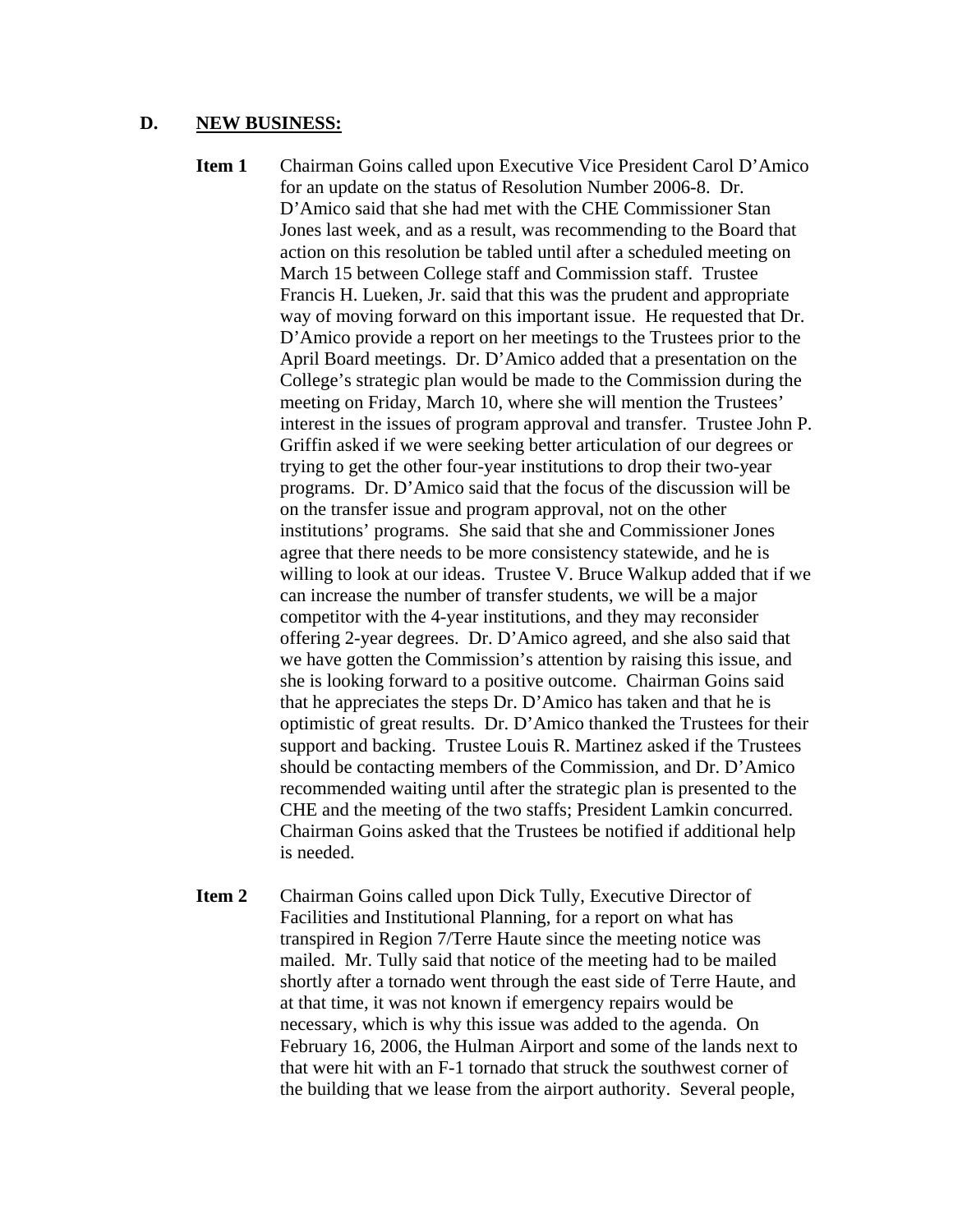## D. NEW BUSINESS:

**Item 1** Chairman Goins called upon Executive Vice President Carol D'Amico for an update on the status of Resolution Number 2006-8. Dr. D'Amico said that she had met with the CHE Commissioner Stan Jones last week, and as a result, was recommending to the Board that action on this resolution be tabled until after a scheduled meeting on March 15 between College staff and Commission staff. Trustee Francis H. Lueken, Jr. said that this was the prudent and appropriate way of moving forward on this important issue. He requested that Dr. D'Amico provide a report on her meetings to the Trustees prior to the April Board meetings. Dr. D'Amico added that a presentation on the College's strategic plan would be made to the Commission during the meeting on Friday, March 10, where she will mention the Trustees' interest in the issues of program approval and transfer. Trustee John P. Griffin asked if we were seeking better articulation of our degrees or trying to get the other four-year institutions to drop their two-year programs. Dr. D'Amico said that the focus of the discussion will be on the transfer issue and program approval, not on the other institutions' programs. She said that she and Commissioner Jones agree that there needs to be more consistency statewide, and he is willing to look at our ideas. Trustee V. Bruce Walkup added that if we can increase the number of transfer students, we will be a major competitor with the 4-year institutions, and they may reconsider offering 2-year degrees. Dr. D'Amico agreed, and she also said that we have gotten the Commission's attention by raising this issue, and she is looking forward to a positive outcome. Chairman Goins said that he appreciates the steps Dr. D'Amico has taken and that he is optimistic of great results. Dr. D'Amico thanked the Trustees for their support and backing. Trustee Louis R. Martinez asked if the Trustees should be contacting members of the Commission, and Dr. D'Amico recommended waiting until after the strategic plan is presented to the CHE and the meeting of the two staffs; President Lamkin concurred. Chairman Goins asked that the Trustees be notified if additional help is needed.

**Item 2** Chairman Goins called upon Dick Tully, Executive Director of Facilities and Institutional Planning, for a report on what has transpired in Region 7/Terre Haute since the meeting notice was mailed. Mr. Tully said that notice of the meeting had to be mailed shortly after a tornado went through the east side of Terre Haute, and at that time, it was not known if emergency repairs would be necessary, which is why this issue was added to the agenda. On February 16, 2006, the Hulman Airport and some of the lands next to that were hit with an F-1 tornado that struck the southwest corner of the building that we lease from the airport authority. Several people,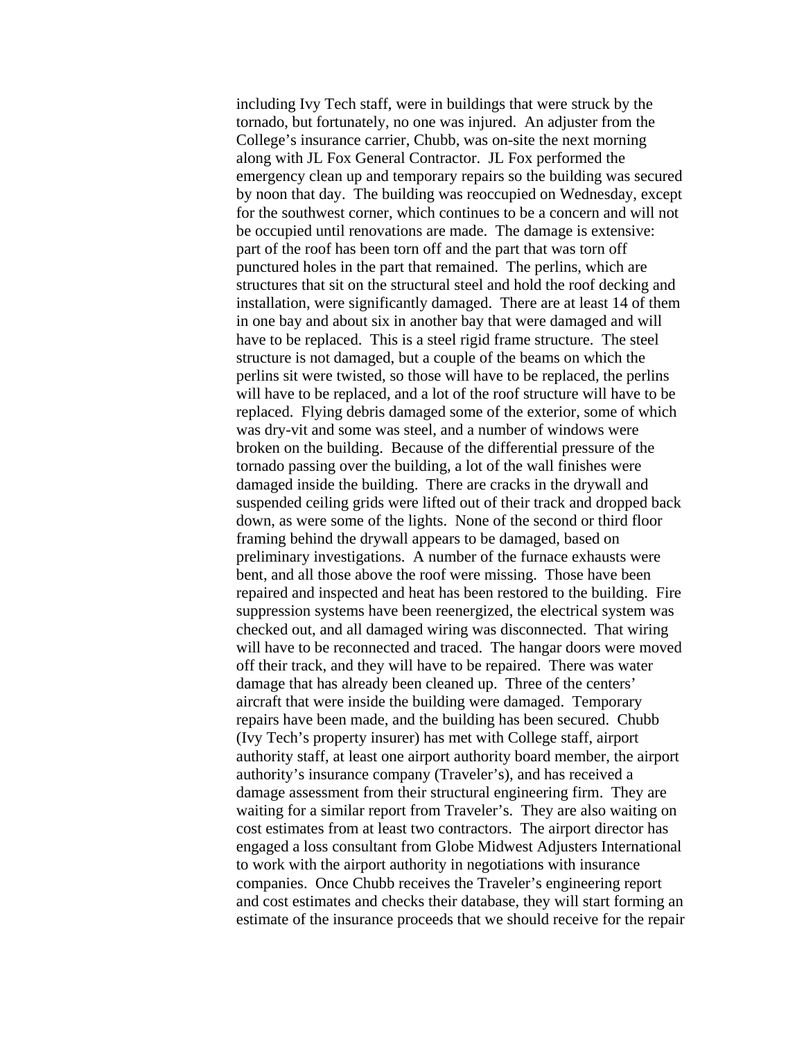including Ivy Tech staff, were in buildings that were struck by the tornado, but fortunately, no one was injured. An adjuster from the College's insurance carrier, Chubb, was on-site the next morning along with JL Fox General Contractor. JL Fox performed the emergency clean up and temporary repairs so the building was secured by noon that day. The building was reoccupied on Wednesday, except for the southwest corner, which continues to be a concern and will not be occupied until renovations are made. The damage is extensive: part of the roof has been torn off and the part that was torn off punctured holes in the part that remained. The perlins, which are structures that sit on the structural steel and hold the roof decking and installation, were significantly damaged. There are at least 14 of them in one bay and about six in another bay that were damaged and will have to be replaced. This is a steel rigid frame structure. The steel structure is not damaged, but a couple of the beams on which the perlins sit were twisted, so those will have to be replaced, the perlins will have to be replaced, and a lot of the roof structure will have to be replaced. Flying debris damaged some of the exterior, some of which was dry-vit and some was steel, and a number of windows were broken on the building. Because of the differential pressure of the tornado passing over the building, a lot of the wall finishes were damaged inside the building. There are cracks in the drywall and suspended ceiling grids were lifted out of their track and dropped back down, as were some of the lights. None of the second or third floor framing behind the drywall appears to be damaged, based on preliminary investigations. A number of the furnace exhausts were bent, and all those above the roof were missing. Those have been repaired and inspected and heat has been restored to the building. Fire suppression systems have been reenergized, the electrical system was checked out, and all damaged wiring was disconnected. That wiring will have to be reconnected and traced. The hangar doors were moved off their track, and they will have to be repaired. There was water damage that has already been cleaned up. Three of the centers' aircraft that were inside the building were damaged. Temporary repairs have been made, and the building has been secured. Chubb (Ivy Tech's property insurer) has met with College staff, airport authority staff, at least one airport authority board member, the airport authority's insurance company (Traveler's), and has received a damage assessment from their structural engineering firm. They are waiting for a similar report from Traveler's. They are also waiting on cost estimates from at least two contractors. The airport director has engaged a loss consultant from Globe Midwest Adjusters International to work with the airport authority in negotiations with insurance companies. Once Chubb receives the Traveler's engineering report and cost estimates and checks their database, they will start forming an estimate of the insurance proceeds that we should receive for the repair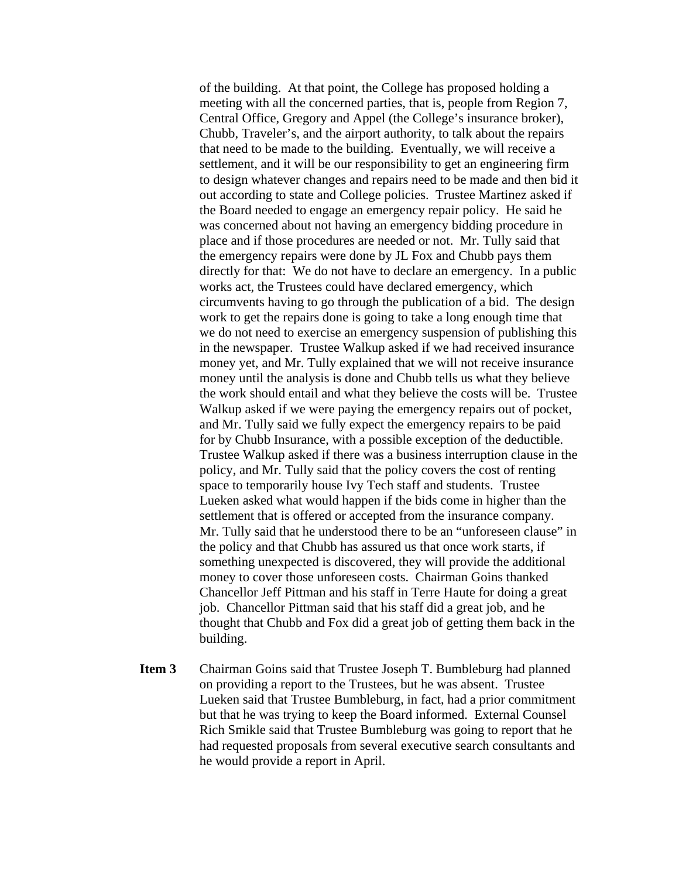of the building. At that point, the College has proposed holding a meeting with all the concerned parties, that is, people from Region 7, Central Office, Gregory and Appel (the College's insurance broker), Chubb, Traveler's, and the airport authority, to talk about the repairs that need to be made to the building. Eventually, we will receive a settlement, and it will be our responsibility to get an engineering firm to design whatever changes and repairs need to be made and then bid it out according to state and College policies. Trustee Martinez asked if the Board needed to engage an emergency repair policy. He said he was concerned about not having an emergency bidding procedure in place and if those procedures are needed or not. Mr. Tully said that the emergency repairs were done by JL Fox and Chubb pays them directly for that: We do not have to declare an emergency. In a public works act, the Trustees could have declared emergency, which circumvents having to go through the publication of a bid. The design work to get the repairs done is going to take a long enough time that we do not need to exercise an emergency suspension of publishing this in the newspaper. Trustee Walkup asked if we had received insurance money yet, and Mr. Tully explained that we will not receive insurance money until the analysis is done and Chubb tells us what they believe the work should entail and what they believe the costs will be. Trustee Walkup asked if we were paying the emergency repairs out of pocket, and Mr. Tully said we fully expect the emergency repairs to be paid for by Chubb Insurance, with a possible exception of the deductible. Trustee Walkup asked if there was a business interruption clause in the policy, and Mr. Tully said that the policy covers the cost of renting space to temporarily house Ivy Tech staff and students. Trustee Lueken asked what would happen if the bids come in higher than the settlement that is offered or accepted from the insurance company. Mr. Tully said that he understood there to be an "unforeseen clause" in the policy and that Chubb has assured us that once work starts, if something unexpected is discovered, they will provide the additional money to cover those unforeseen costs. Chairman Goins thanked Chancellor Jeff Pittman and his staff in Terre Haute for doing a great job. Chancellor Pittman said that his staff did a great job, and he thought that Chubb and Fox did a great job of getting them back in the building.

**Item 3** Chairman Goins said that Trustee Joseph T. Bumbleburg had planned on providing a report to the Trustees, but he was absent. Trustee Lueken said that Trustee Bumbleburg, in fact, had a prior commitment but that he was trying to keep the Board informed. External Counsel Rich Smikle said that Trustee Bumbleburg was going to report that he had requested proposals from several executive search consultants and he would provide a report in April.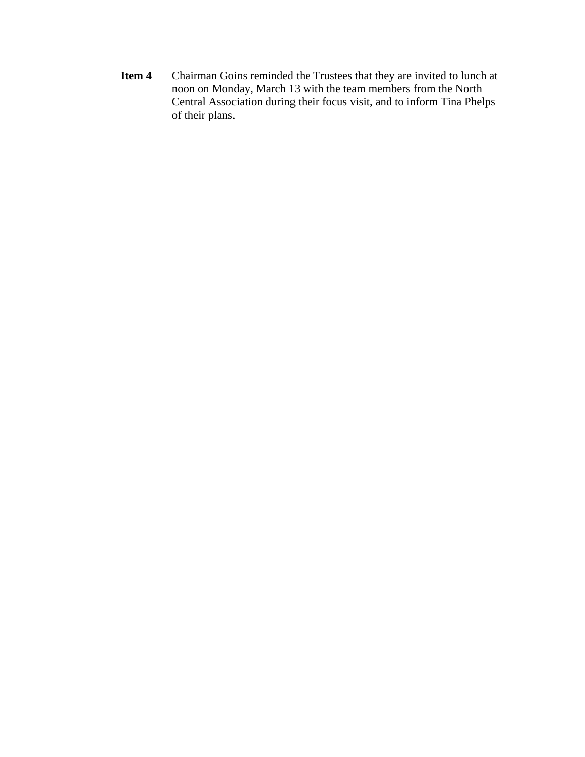**Item 4** Chairman Goins reminded the Trustees that they are invited to lunch at noon on Monday, March 13 with the team members from the North Central Association during their focus visit, and to inform Tina Phelps of their plans.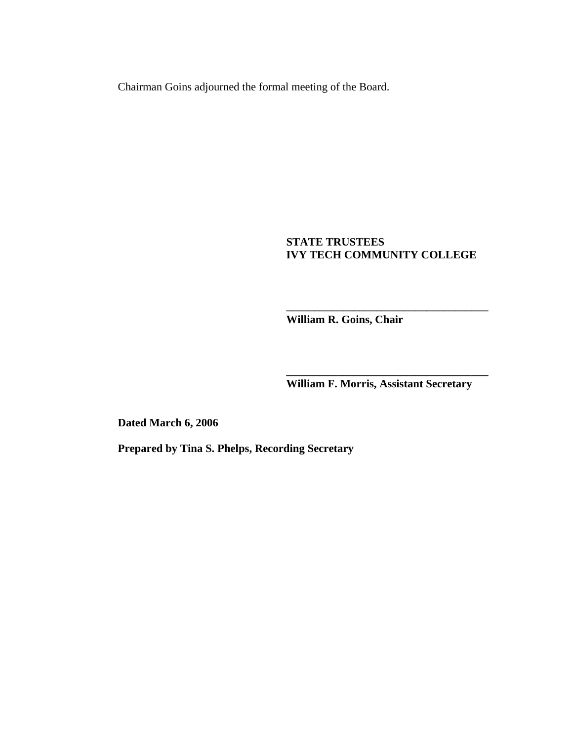Chairman Goins adjourned the formal meeting of the Board.

**STATE TRUSTEES**
**IVY TECH COMMUNITY COLLEGE**

**____________________________________**
**William R. Goins, Chair**

**____________________________________**
**William F. Morris, Assistant Secretary**

**Dated March 6, 2006**

**Prepared by Tina S. Phelps, Recording Secretary**